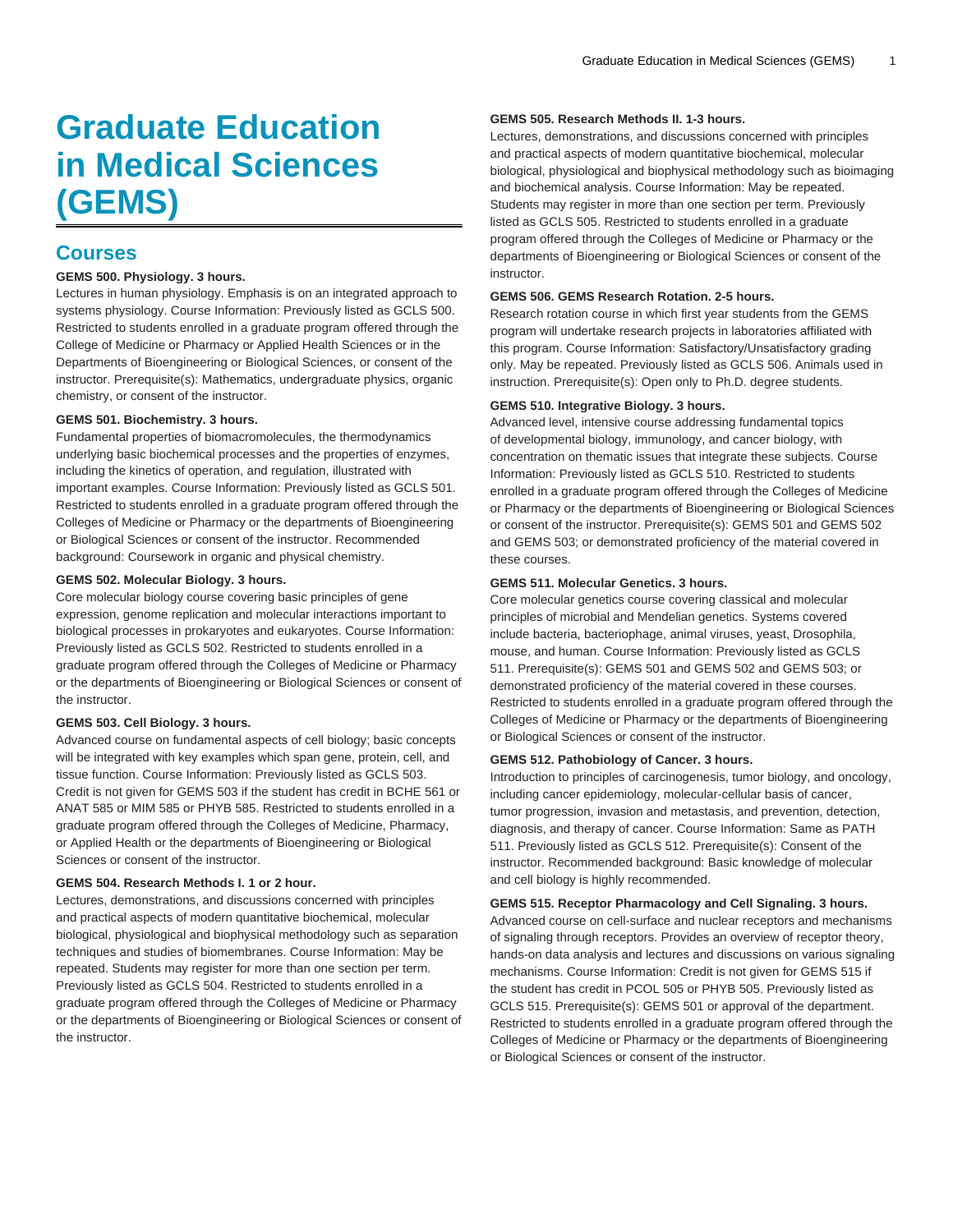# Graduate Education in Medical Sciences (GEMS)

## Courses

**GEMS 500. Physiology. 3 hours.**

Lectures in human physiology. Emphasis is on an integrated approach to systems physiology. Course Information: Previously listed as GCLS 500. Restricted to students enrolled in a graduate program offered through the College of Medicine or Pharmacy or Applied Health Sciences or in the Departments of Bioengineering or Biological Sciences, or consent of the instructor. Prerequisite(s): Mathematics, undergraduate physics, organic chemistry, or consent of the instructor.

**GEMS 501. Biochemistry. 3 hours.**

Fundamental properties of biomacromolecules, the thermodynamics underlying basic biochemical processes and the properties of enzymes, including the kinetics of operation, and regulation, illustrated with important examples. Course Information: Previously listed as GCLS 501. Restricted to students enrolled in a graduate program offered through the Colleges of Medicine or Pharmacy or the departments of Bioengineering or Biological Sciences or consent of the instructor. Recommended background: Coursework in organic and physical chemistry.

**GEMS 502. Molecular Biology. 3 hours.**

Core molecular biology course covering basic principles of gene expression, genome replication and molecular interactions important to biological processes in prokaryotes and eukaryotes. Course Information: Previously listed as GCLS 502. Restricted to students enrolled in a graduate program offered through the Colleges of Medicine or Pharmacy or the departments of Bioengineering or Biological Sciences or consent of the instructor.

**GEMS 503. Cell Biology. 3 hours.**

Advanced course on fundamental aspects of cell biology; basic concepts will be integrated with key examples which span gene, protein, cell, and tissue function. Course Information: Previously listed as GCLS 503. Credit is not given for GEMS 503 if the student has credit in BCHE 561 or ANAT 585 or MIM 585 or PHYB 585. Restricted to students enrolled in a graduate program offered through the Colleges of Medicine, Pharmacy, or Applied Health or the departments of Bioengineering or Biological Sciences or consent of the instructor.

**GEMS 504. Research Methods I. 1 or 2 hour.**

Lectures, demonstrations, and discussions concerned with principles and practical aspects of modern quantitative biochemical, molecular biological, physiological and biophysical methodology such as separation techniques and studies of biomembranes. Course Information: May be repeated. Students may register for more than one section per term. Previously listed as GCLS 504. Restricted to students enrolled in a graduate program offered through the Colleges of Medicine or Pharmacy or the departments of Bioengineering or Biological Sciences or consent of the instructor.

**GEMS 505. Research Methods II. 1-3 hours.**

Lectures, demonstrations, and discussions concerned with principles and practical aspects of modern quantitative biochemical, molecular biological, physiological and biophysical methodology such as bioimaging and biochemical analysis. Course Information: May be repeated. Students may register in more than one section per term. Previously listed as GCLS 505. Restricted to students enrolled in a graduate program offered through the Colleges of Medicine or Pharmacy or the departments of Bioengineering or Biological Sciences or consent of the instructor.

**GEMS 506. GEMS Research Rotation. 2-5 hours.**

Research rotation course in which first year students from the GEMS program will undertake research projects in laboratories affiliated with this program. Course Information: Satisfactory/Unsatisfactory grading only. May be repeated. Previously listed as GCLS 506. Animals used in instruction. Prerequisite(s): Open only to Ph.D. degree students.

**GEMS 510. Integrative Biology. 3 hours.**

Advanced level, intensive course addressing fundamental topics of developmental biology, immunology, and cancer biology, with concentration on thematic issues that integrate these subjects. Course Information: Previously listed as GCLS 510. Restricted to students enrolled in a graduate program offered through the Colleges of Medicine or Pharmacy or the departments of Bioengineering or Biological Sciences or consent of the instructor. Prerequisite(s): GEMS 501 and GEMS 502 and GEMS 503; or demonstrated proficiency of the material covered in these courses.

**GEMS 511. Molecular Genetics. 3 hours.**

Core molecular genetics course covering classical and molecular principles of microbial and Mendelian genetics. Systems covered include bacteria, bacteriophage, animal viruses, yeast, Drosophila, mouse, and human. Course Information: Previously listed as GCLS 511. Prerequisite(s): GEMS 501 and GEMS 502 and GEMS 503; or demonstrated proficiency of the material covered in these courses. Restricted to students enrolled in a graduate program offered through the Colleges of Medicine or Pharmacy or the departments of Bioengineering or Biological Sciences or consent of the instructor.

**GEMS 512. Pathobiology of Cancer. 3 hours.**

Introduction to principles of carcinogenesis, tumor biology, and oncology, including cancer epidemiology, molecular-cellular basis of cancer, tumor progression, invasion and metastasis, and prevention, detection, diagnosis, and therapy of cancer. Course Information: Same as PATH 511. Previously listed as GCLS 512. Prerequisite(s): Consent of the instructor. Recommended background: Basic knowledge of molecular and cell biology is highly recommended.

**GEMS 515. Receptor Pharmacology and Cell Signaling. 3 hours.**

Advanced course on cell-surface and nuclear receptors and mechanisms of signaling through receptors. Provides an overview of receptor theory, hands-on data analysis and lectures and discussions on various signaling mechanisms. Course Information: Credit is not given for GEMS 515 if the student has credit in PCOL 505 or PHYB 505. Previously listed as GCLS 515. Prerequisite(s): GEMS 501 or approval of the department. Restricted to students enrolled in a graduate program offered through the Colleges of Medicine or Pharmacy or the departments of Bioengineering or Biological Sciences or consent of the instructor.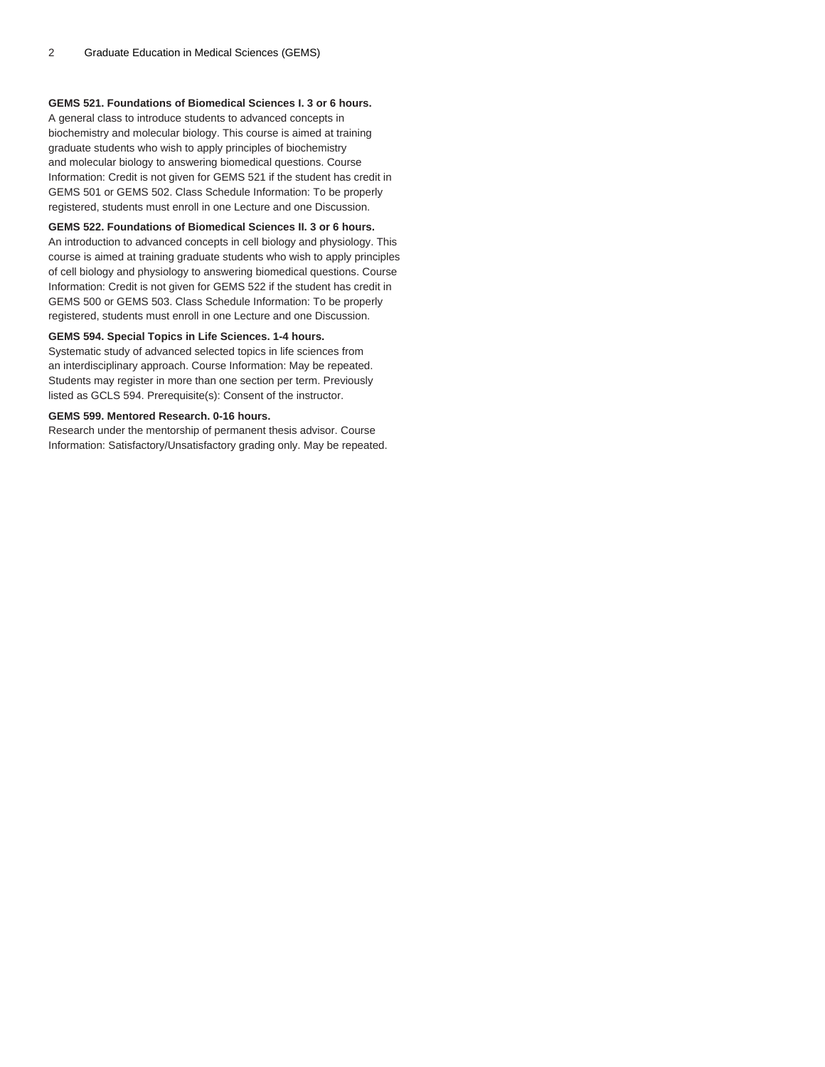**GEMS 521. Foundations of Biomedical Sciences I. 3 or 6 hours.**
A general class to introduce students to advanced concepts in biochemistry and molecular biology. This course is aimed at training graduate students who wish to apply principles of biochemistry and molecular biology to answering biomedical questions. Course Information: Credit is not given for GEMS 521 if the student has credit in GEMS 501 or GEMS 502. Class Schedule Information: To be properly registered, students must enroll in one Lecture and one Discussion.

**GEMS 522. Foundations of Biomedical Sciences II. 3 or 6 hours.**
An introduction to advanced concepts in cell biology and physiology. This course is aimed at training graduate students who wish to apply principles of cell biology and physiology to answering biomedical questions. Course Information: Credit is not given for GEMS 522 if the student has credit in GEMS 500 or GEMS 503. Class Schedule Information: To be properly registered, students must enroll in one Lecture and one Discussion.

**GEMS 594. Special Topics in Life Sciences. 1-4 hours.**
Systematic study of advanced selected topics in life sciences from an interdisciplinary approach. Course Information: May be repeated. Students may register in more than one section per term. Previously listed as GCLS 594. Prerequisite(s): Consent of the instructor.

**GEMS 599. Mentored Research. 0-16 hours.**
Research under the mentorship of permanent thesis advisor. Course Information: Satisfactory/Unsatisfactory grading only. May be repeated.